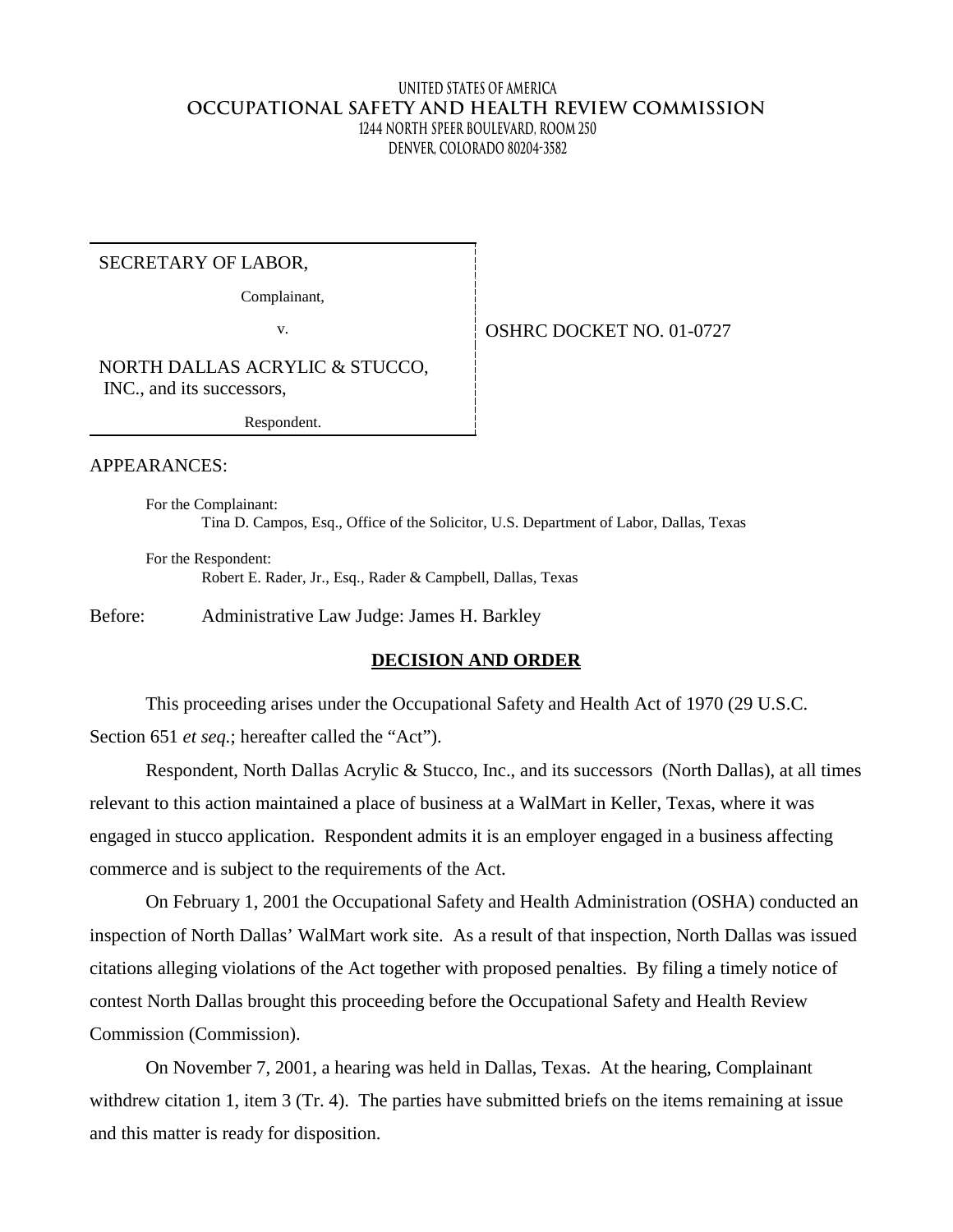UNITED STATES OF AMERICA

**OCCUPATIONAL SAFETY AND HEALTH REVIEW COMMISSION**

1244 NORTH SPEER BOULEVARD, ROOM 250

DENVER, COLORADO 80204-3582

| | |
|---|---|
| SECRETARY OF LABOR,<br>Complainant,<br>v.<br>NORTH DALLAS ACRYLIC & STUCCO, INC., and its successors,<br>Respondent. | OSHRC DOCKET NO. 01-0727 |

APPEARANCES:

For the Complainant:
Tina D. Campos, Esq., Office of the Solicitor, U.S. Department of Labor, Dallas, Texas

For the Respondent:
Robert E. Rader, Jr., Esq., Rader & Campbell, Dallas, Texas

Before: Administrative Law Judge: James H. Barkley

## DECISION AND ORDER

This proceeding arises under the Occupational Safety and Health Act of 1970 (29 U.S.C. Section 651 *et seq.*; hereafter called the "Act").

Respondent, North Dallas Acrylic & Stucco, Inc., and its successors (North Dallas), at all times relevant to this action maintained a place of business at a WalMart in Keller, Texas, where it was engaged in stucco application. Respondent admits it is an employer engaged in a business affecting commerce and is subject to the requirements of the Act.

On February 1, 2001 the Occupational Safety and Health Administration (OSHA) conducted an inspection of North Dallas' WalMart work site. As a result of that inspection, North Dallas was issued citations alleging violations of the Act together with proposed penalties. By filing a timely notice of contest North Dallas brought this proceeding before the Occupational Safety and Health Review Commission (Commission).

On November 7, 2001, a hearing was held in Dallas, Texas. At the hearing, Complainant withdrew citation 1, item 3 (Tr. 4). The parties have submitted briefs on the items remaining at issue and this matter is ready for disposition.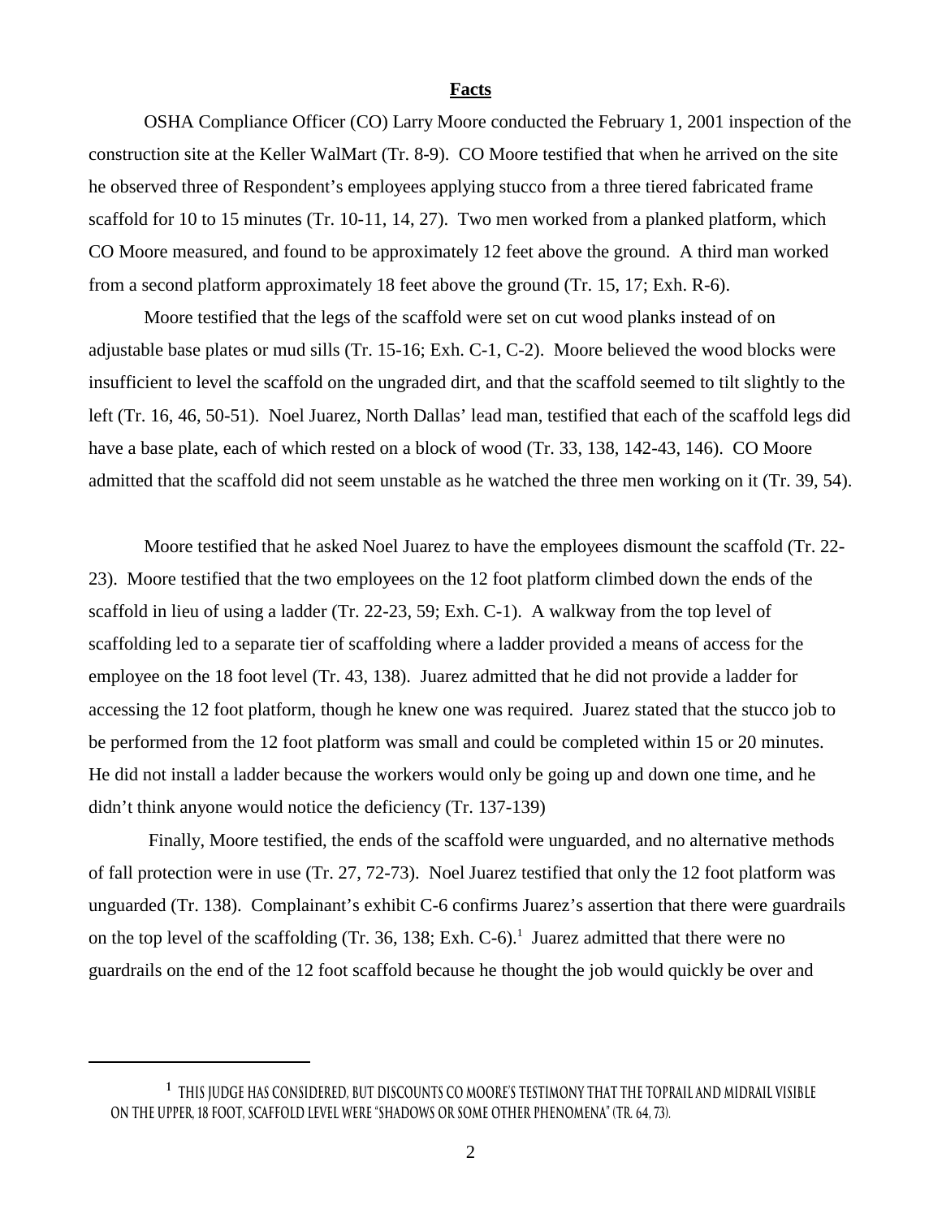## Facts

OSHA Compliance Officer (CO) Larry Moore conducted the February 1, 2001 inspection of the construction site at the Keller WalMart (Tr. 8-9). CO Moore testified that when he arrived on the site he observed three of Respondent's employees applying stucco from a three tiered fabricated frame scaffold for 10 to 15 minutes (Tr. 10-11, 14, 27). Two men worked from a planked platform, which CO Moore measured, and found to be approximately 12 feet above the ground. A third man worked from a second platform approximately 18 feet above the ground (Tr. 15, 17; Exh. R-6).

Moore testified that the legs of the scaffold were set on cut wood planks instead of on adjustable base plates or mud sills (Tr. 15-16; Exh. C-1, C-2). Moore believed the wood blocks were insufficient to level the scaffold on the ungraded dirt, and that the scaffold seemed to tilt slightly to the left (Tr. 16, 46, 50-51). Noel Juarez, North Dallas' lead man, testified that each of the scaffold legs did have a base plate, each of which rested on a block of wood (Tr. 33, 138, 142-43, 146). CO Moore admitted that the scaffold did not seem unstable as he watched the three men working on it (Tr. 39, 54).

Moore testified that he asked Noel Juarez to have the employees dismount the scaffold (Tr. 22-23). Moore testified that the two employees on the 12 foot platform climbed down the ends of the scaffold in lieu of using a ladder (Tr. 22-23, 59; Exh. C-1). A walkway from the top level of scaffolding led to a separate tier of scaffolding where a ladder provided a means of access for the employee on the 18 foot level (Tr. 43, 138). Juarez admitted that he did not provide a ladder for accessing the 12 foot platform, though he knew one was required. Juarez stated that the stucco job to be performed from the 12 foot platform was small and could be completed within 15 or 20 minutes. He did not install a ladder because the workers would only be going up and down one time, and he didn't think anyone would notice the deficiency (Tr. 137-139)

Finally, Moore testified, the ends of the scaffold were unguarded, and no alternative methods of fall protection were in use (Tr. 27, 72-73). Noel Juarez testified that only the 12 foot platform was unguarded (Tr. 138). Complainant's exhibit C-6 confirms Juarez's assertion that there were guardrails on the top level of the scaffolding (Tr. 36, 138; Exh. C-6).[1] Juarez admitted that there were no guardrails on the end of the 12 foot scaffold because he thought the job would quickly be over and

[1] This judge has considered, but discounts CO Moore's testimony that the toprail and midrail visible on the upper, 18 foot, scaffold level were "shadows or some other phenomena" (Tr. 64, 73).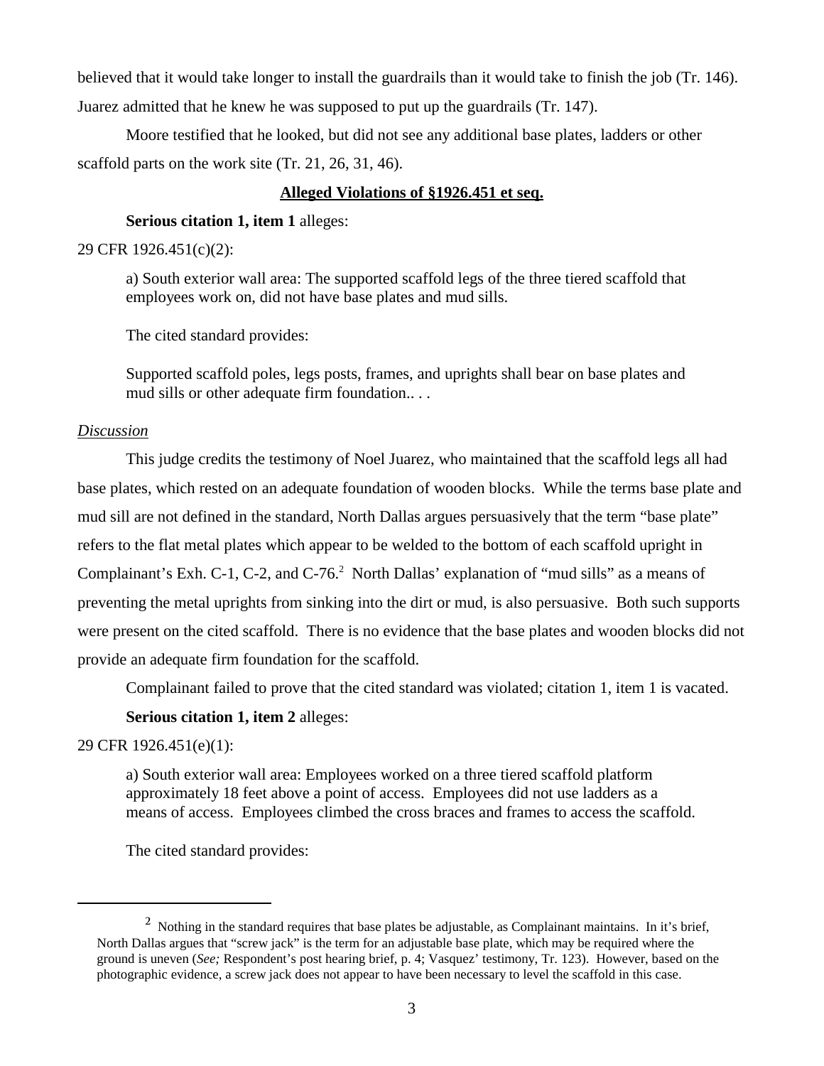believed that it would take longer to install the guardrails than it would take to finish the job (Tr. 146). Juarez admitted that he knew he was supposed to put up the guardrails (Tr. 147).

Moore testified that he looked, but did not see any additional base plates, ladders or other scaffold parts on the work site (Tr. 21, 26, 31, 46).

## Alleged Violations of §1926.451 et seq.

**Serious citation 1, item 1** alleges:

29 CFR 1926.451(c)(2):

> a) South exterior wall area: The supported scaffold legs of the three tiered scaffold that employees work on, did not have base plates and mud sills.
>
> The cited standard provides:
>
> Supported scaffold poles, legs posts, frames, and uprights shall bear on base plates and mud sills or other adequate firm foundation.. . .

*Discussion*

This judge credits the testimony of Noel Juarez, who maintained that the scaffold legs all had base plates, which rested on an adequate foundation of wooden blocks. While the terms base plate and mud sill are not defined in the standard, North Dallas argues persuasively that the term "base plate" refers to the flat metal plates which appear to be welded to the bottom of each scaffold upright in Complainant's Exh. C-1, C-2, and C-76.[2] North Dallas' explanation of "mud sills" as a means of preventing the metal uprights from sinking into the dirt or mud, is also persuasive. Both such supports were present on the cited scaffold. There is no evidence that the base plates and wooden blocks did not provide an adequate firm foundation for the scaffold.

Complainant failed to prove that the cited standard was violated; citation 1, item 1 is vacated.

**Serious citation 1, item 2** alleges:

29 CFR 1926.451(e)(1):

> a) South exterior wall area: Employees worked on a three tiered scaffold platform approximately 18 feet above a point of access. Employees did not use ladders as a means of access. Employees climbed the cross braces and frames to access the scaffold.
>
> The cited standard provides:

---

[2] Nothing in the standard requires that base plates be adjustable, as Complainant maintains. In it's brief, North Dallas argues that "screw jack" is the term for an adjustable base plate, which may be required where the ground is uneven (*See;* Respondent's post hearing brief, p. 4; Vasquez' testimony, Tr. 123). However, based on the photographic evidence, a screw jack does not appear to have been necessary to level the scaffold in this case.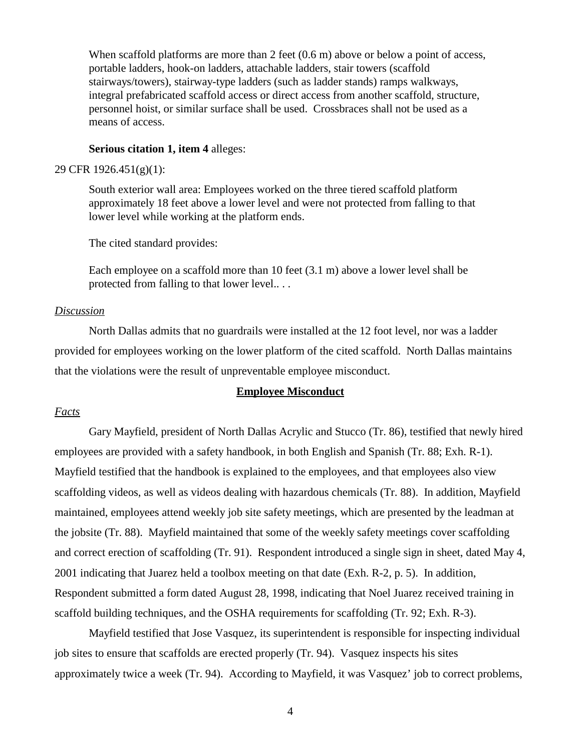When scaffold platforms are more than 2 feet (0.6 m) above or below a point of access, portable ladders, hook-on ladders, attachable ladders, stair towers (scaffold stairways/towers), stairway-type ladders (such as ladder stands) ramps walkways, integral prefabricated scaffold access or direct access from another scaffold, structure, personnel hoist, or similar surface shall be used. Crossbraces shall not be used as a means of access.

**Serious citation 1, item 4** alleges:

29 CFR 1926.451(g)(1):

South exterior wall area: Employees worked on the three tiered scaffold platform approximately 18 feet above a lower level and were not protected from falling to that lower level while working at the platform ends.

The cited standard provides:

Each employee on a scaffold more than 10 feet (3.1 m) above a lower level shall be protected from falling to that lower level.. . .

*Discussion*

North Dallas admits that no guardrails were installed at the 12 foot level, nor was a ladder provided for employees working on the lower platform of the cited scaffold. North Dallas maintains that the violations were the result of unpreventable employee misconduct.

**Employee Misconduct**

*Facts*

Gary Mayfield, president of North Dallas Acrylic and Stucco (Tr. 86), testified that newly hired employees are provided with a safety handbook, in both English and Spanish (Tr. 88; Exh. R-1). Mayfield testified that the handbook is explained to the employees, and that employees also view scaffolding videos, as well as videos dealing with hazardous chemicals (Tr. 88). In addition, Mayfield maintained, employees attend weekly job site safety meetings, which are presented by the leadman at the jobsite (Tr. 88). Mayfield maintained that some of the weekly safety meetings cover scaffolding and correct erection of scaffolding (Tr. 91). Respondent introduced a single sign in sheet, dated May 4, 2001 indicating that Juarez held a toolbox meeting on that date (Exh. R-2, p. 5). In addition, Respondent submitted a form dated August 28, 1998, indicating that Noel Juarez received training in scaffold building techniques, and the OSHA requirements for scaffolding (Tr. 92; Exh. R-3).

Mayfield testified that Jose Vasquez, its superintendent is responsible for inspecting individual job sites to ensure that scaffolds are erected properly (Tr. 94). Vasquez inspects his sites approximately twice a week (Tr. 94). According to Mayfield, it was Vasquez' job to correct problems,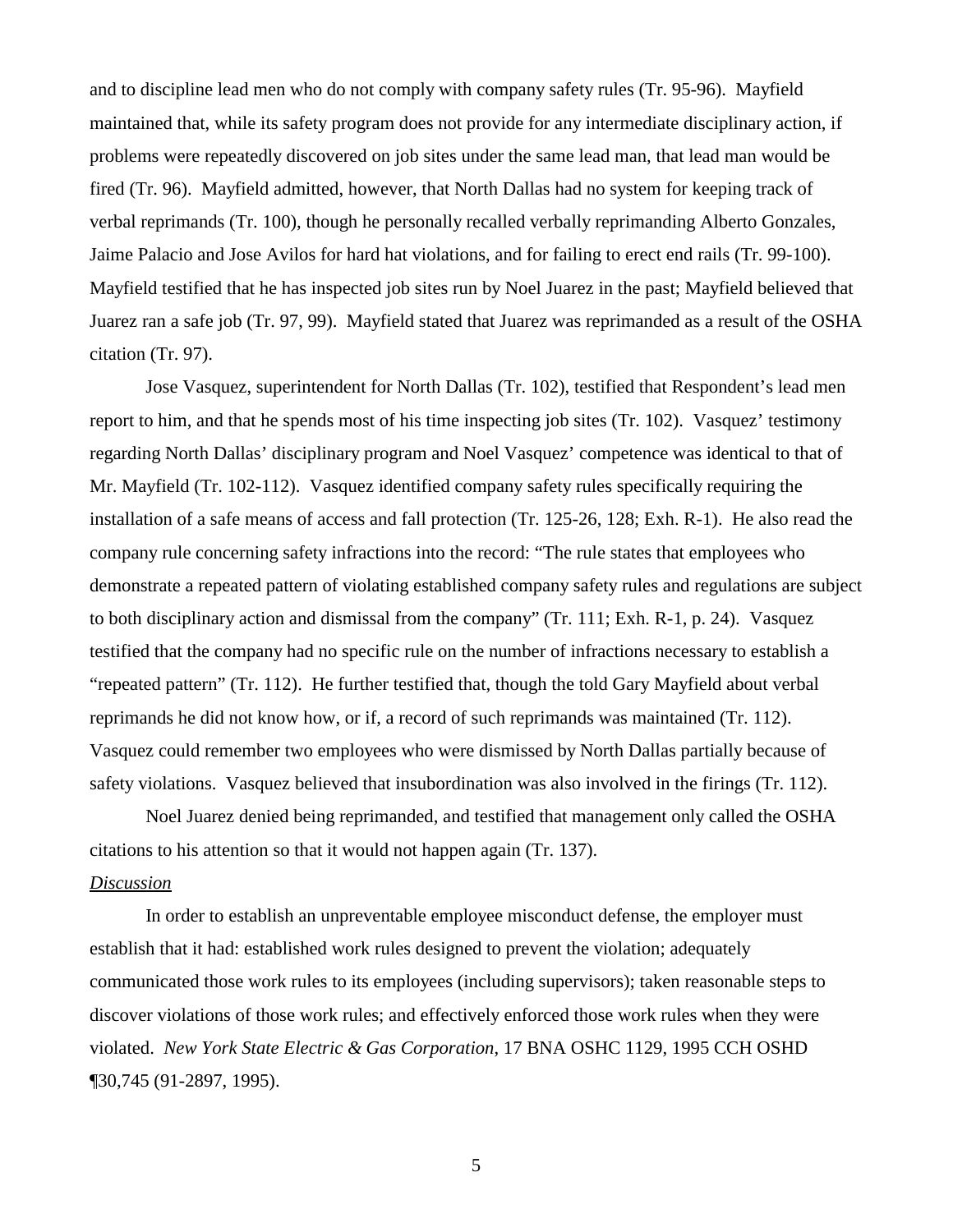and to discipline lead men who do not comply with company safety rules (Tr. 95-96). Mayfield maintained that, while its safety program does not provide for any intermediate disciplinary action, if problems were repeatedly discovered on job sites under the same lead man, that lead man would be fired (Tr. 96). Mayfield admitted, however, that North Dallas had no system for keeping track of verbal reprimands (Tr. 100), though he personally recalled verbally reprimanding Alberto Gonzales, Jaime Palacio and Jose Avilos for hard hat violations, and for failing to erect end rails (Tr. 99-100). Mayfield testified that he has inspected job sites run by Noel Juarez in the past; Mayfield believed that Juarez ran a safe job (Tr. 97, 99). Mayfield stated that Juarez was reprimanded as a result of the OSHA citation (Tr. 97).

Jose Vasquez, superintendent for North Dallas (Tr. 102), testified that Respondent's lead men report to him, and that he spends most of his time inspecting job sites (Tr. 102). Vasquez' testimony regarding North Dallas' disciplinary program and Noel Vasquez' competence was identical to that of Mr. Mayfield (Tr. 102-112). Vasquez identified company safety rules specifically requiring the installation of a safe means of access and fall protection (Tr. 125-26, 128; Exh. R-1). He also read the company rule concerning safety infractions into the record: "The rule states that employees who demonstrate a repeated pattern of violating established company safety rules and regulations are subject to both disciplinary action and dismissal from the company" (Tr. 111; Exh. R-1, p. 24). Vasquez testified that the company had no specific rule on the number of infractions necessary to establish a "repeated pattern" (Tr. 112). He further testified that, though the told Gary Mayfield about verbal reprimands he did not know how, or if, a record of such reprimands was maintained (Tr. 112). Vasquez could remember two employees who were dismissed by North Dallas partially because of safety violations. Vasquez believed that insubordination was also involved in the firings (Tr. 112).

Noel Juarez denied being reprimanded, and testified that management only called the OSHA citations to his attention so that it would not happen again (Tr. 137).

*Discussion*

In order to establish an unpreventable employee misconduct defense, the employer must establish that it had: established work rules designed to prevent the violation; adequately communicated those work rules to its employees (including supervisors); taken reasonable steps to discover violations of those work rules; and effectively enforced those work rules when they were violated. *New York State Electric & Gas Corporation*, 17 BNA OSHC 1129, 1995 CCH OSHD ¶30,745 (91-2897, 1995).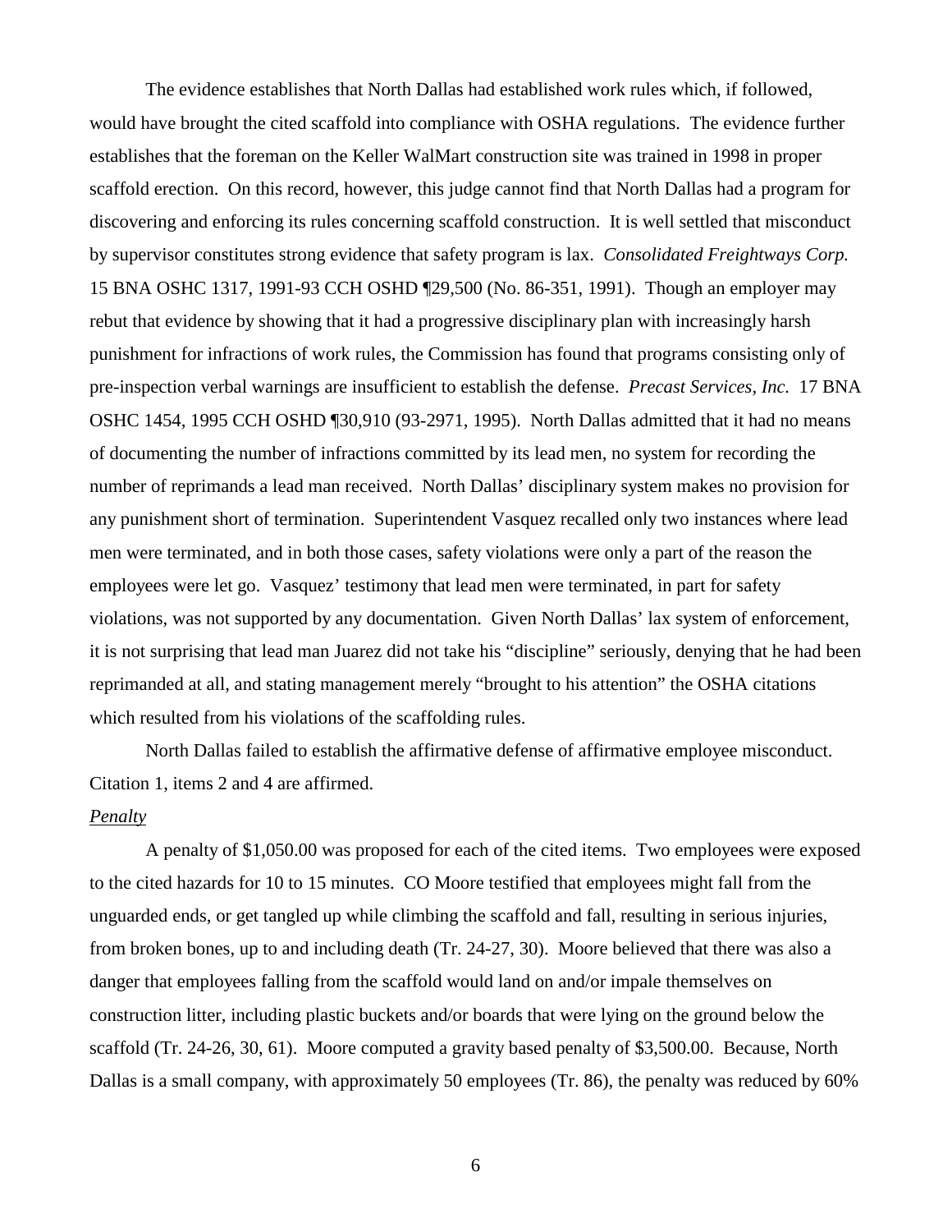The evidence establishes that North Dallas had established work rules which, if followed, would have brought the cited scaffold into compliance with OSHA regulations. The evidence further establishes that the foreman on the Keller WalMart construction site was trained in 1998 in proper scaffold erection. On this record, however, this judge cannot find that North Dallas had a program for discovering and enforcing its rules concerning scaffold construction. It is well settled that misconduct by supervisor constitutes strong evidence that safety program is lax. *Consolidated Freightways Corp.* 15 BNA OSHC 1317, 1991-93 CCH OSHD ¶29,500 (No. 86-351, 1991). Though an employer may rebut that evidence by showing that it had a progressive disciplinary plan with increasingly harsh punishment for infractions of work rules, the Commission has found that programs consisting only of pre-inspection verbal warnings are insufficient to establish the defense. *Precast Services, Inc.* 17 BNA OSHC 1454, 1995 CCH OSHD ¶30,910 (93-2971, 1995). North Dallas admitted that it had no means of documenting the number of infractions committed by its lead men, no system for recording the number of reprimands a lead man received. North Dallas' disciplinary system makes no provision for any punishment short of termination. Superintendent Vasquez recalled only two instances where lead men were terminated, and in both those cases, safety violations were only a part of the reason the employees were let go. Vasquez' testimony that lead men were terminated, in part for safety violations, was not supported by any documentation. Given North Dallas' lax system of enforcement, it is not surprising that lead man Juarez did not take his "discipline" seriously, denying that he had been reprimanded at all, and stating management merely "brought to his attention" the OSHA citations which resulted from his violations of the scaffolding rules.

North Dallas failed to establish the affirmative defense of affirmative employee misconduct. Citation 1, items 2 and 4 are affirmed.

*Penalty*

A penalty of $1,050.00 was proposed for each of the cited items. Two employees were exposed to the cited hazards for 10 to 15 minutes. CO Moore testified that employees might fall from the unguarded ends, or get tangled up while climbing the scaffold and fall, resulting in serious injuries, from broken bones, up to and including death (Tr. 24-27, 30). Moore believed that there was also a danger that employees falling from the scaffold would land on and/or impale themselves on construction litter, including plastic buckets and/or boards that were lying on the ground below the scaffold (Tr. 24-26, 30, 61). Moore computed a gravity based penalty of $3,500.00. Because, North Dallas is a small company, with approximately 50 employees (Tr. 86), the penalty was reduced by 60%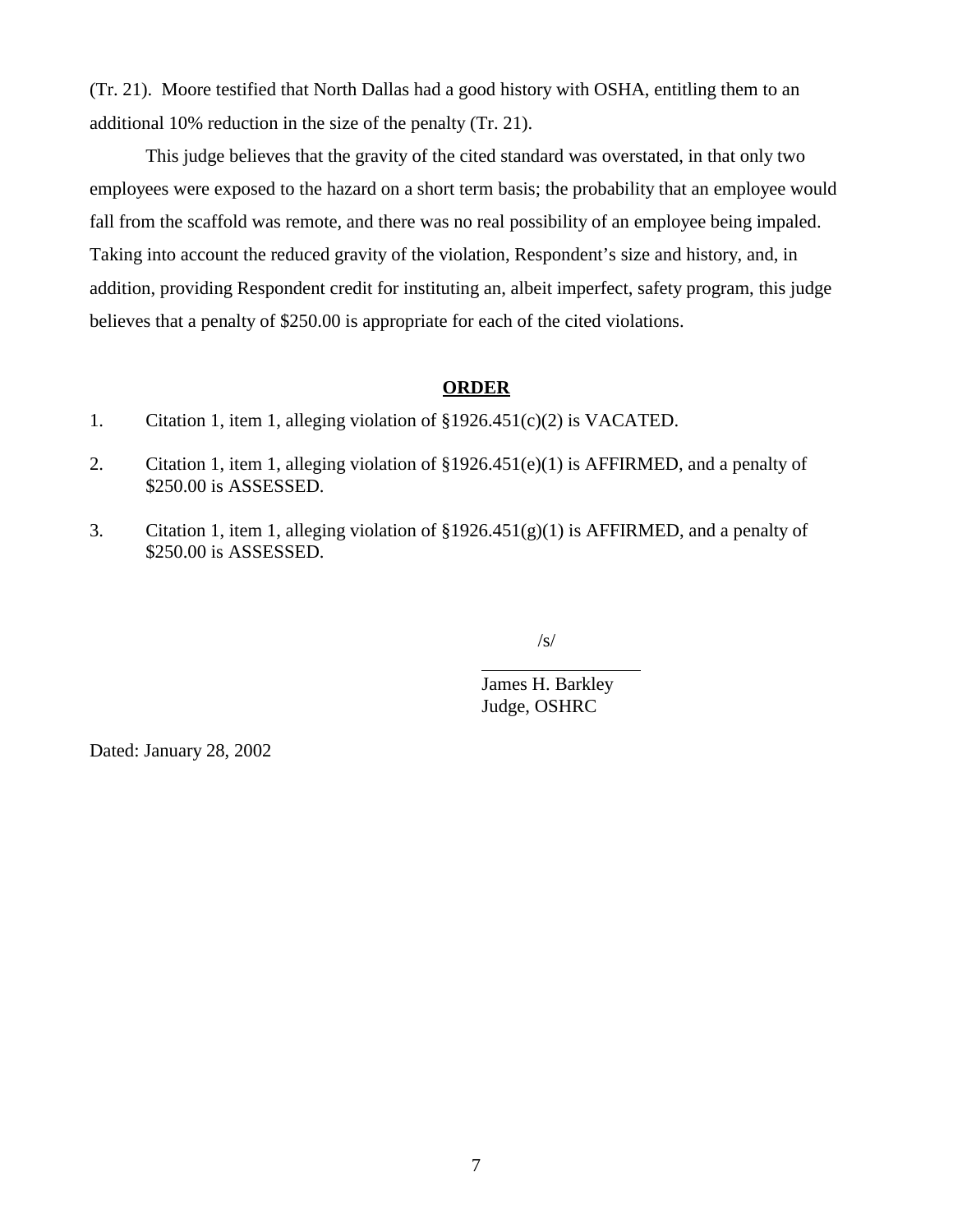(Tr. 21). Moore testified that North Dallas had a good history with OSHA, entitling them to an additional 10% reduction in the size of the penalty (Tr. 21).

This judge believes that the gravity of the cited standard was overstated, in that only two employees were exposed to the hazard on a short term basis; the probability that an employee would fall from the scaffold was remote, and there was no real possibility of an employee being impaled. Taking into account the reduced gravity of the violation, Respondent's size and history, and, in addition, providing Respondent credit for instituting an, albeit imperfect, safety program, this judge believes that a penalty of $250.00 is appropriate for each of the cited violations.

## ORDER

1. Citation 1, item 1, alleging violation of §1926.451(c)(2) is VACATED.

2. Citation 1, item 1, alleging violation of §1926.451(e)(1) is AFFIRMED, and a penalty of $250.00 is ASSESSED.

3. Citation 1, item 1, alleging violation of §1926.451(g)(1) is AFFIRMED, and a penalty of $250.00 is ASSESSED.

/s/

James H. Barkley
Judge, OSHRC

Dated: January 28, 2002